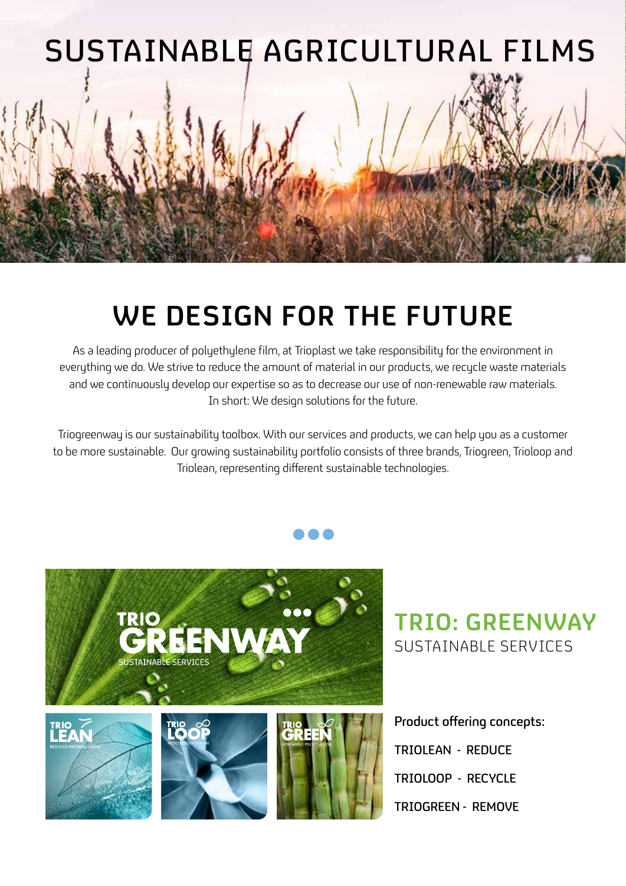# SUSTAINABLE AGRICULTURAL FILMS

## WE DESIGN FOR THE FUTURE

As a leading producer of polyethylene film, at Trioplast we take responsibility for the environment in everything we do. We strive to reduce the amount of material in our products, we recycle waste materials and we continuously develop our expertise so as to decrease our use of non-renewable raw materials. In short: We design solutions for the future.

Triogreenway is our sustainability toolbox. With our services and products, we can help you as a customer to be more sustainable. Our growing sustainability portfolio consists of three brands, Triogreen, Trioloop and Triolean, representing different sustainable technologies.

## TRIO: GREENWAY

SUSTAINABLE SERVICES

**Product offering concepts:**

TRIOLEAN - REDUCE

TRIOLOOP - RECYCLE

TRIOGREEN - REMOVE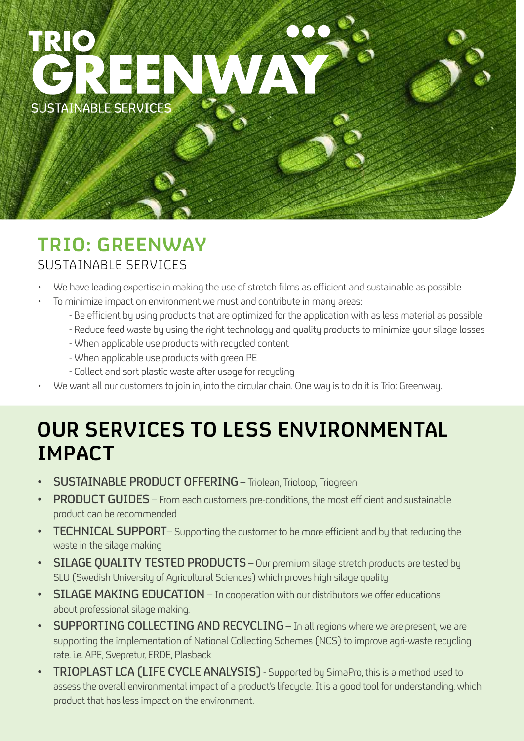# TRIO GREENWAY

SUSTAINABLE SERVICES

## TRIO: GREENWAY

SUSTAINABLE SERVICES

- We have leading expertise in making the use of stretch films as efficient and sustainable as possible
- To minimize impact on environment we must and contribute in many areas:
  - Be efficient by using products that are optimized for the application with as less material as possible
  - Reduce feed waste by using the right technology and quality products to minimize your silage losses
  - When applicable use products with recycled content
  - When applicable use products with green PE
  - Collect and sort plastic waste after usage for recycling
- We want all our customers to join in, into the circular chain. One way is to do it is Trio: Greenway.

## OUR SERVICES TO LESS ENVIRONMENTAL IMPACT

- **SUSTAINABLE PRODUCT OFFERING** – Triolean, Trioloop, Triogreen
- **PRODUCT GUIDES** – From each customers pre-conditions, the most efficient and sustainable product can be recommended
- **TECHNICAL SUPPORT**– Supporting the customer to be more efficient and by that reducing the waste in the silage making
- **SILAGE QUALITY TESTED PRODUCTS** – Our premium silage stretch products are tested by SLU (Swedish University of Agricultural Sciences) which proves high silage quality
- **SILAGE MAKING EDUCATION** – In cooperation with our distributors we offer educations about professional silage making.
- **SUPPORTING COLLECTING AND RECYCLING** – In all regions where we are present, we are supporting the implementation of National Collecting Schemes (NCS) to improve agri-waste recycling rate. i.e. APE, Svepretur, ERDE, Plasback
- **TRIOPLAST LCA (LIFE CYCLE ANALYSIS)** - Supported by SimaPro, this is a method used to assess the overall environmental impact of a product's lifecycle. It is a good tool for understanding, which product that has less impact on the environment.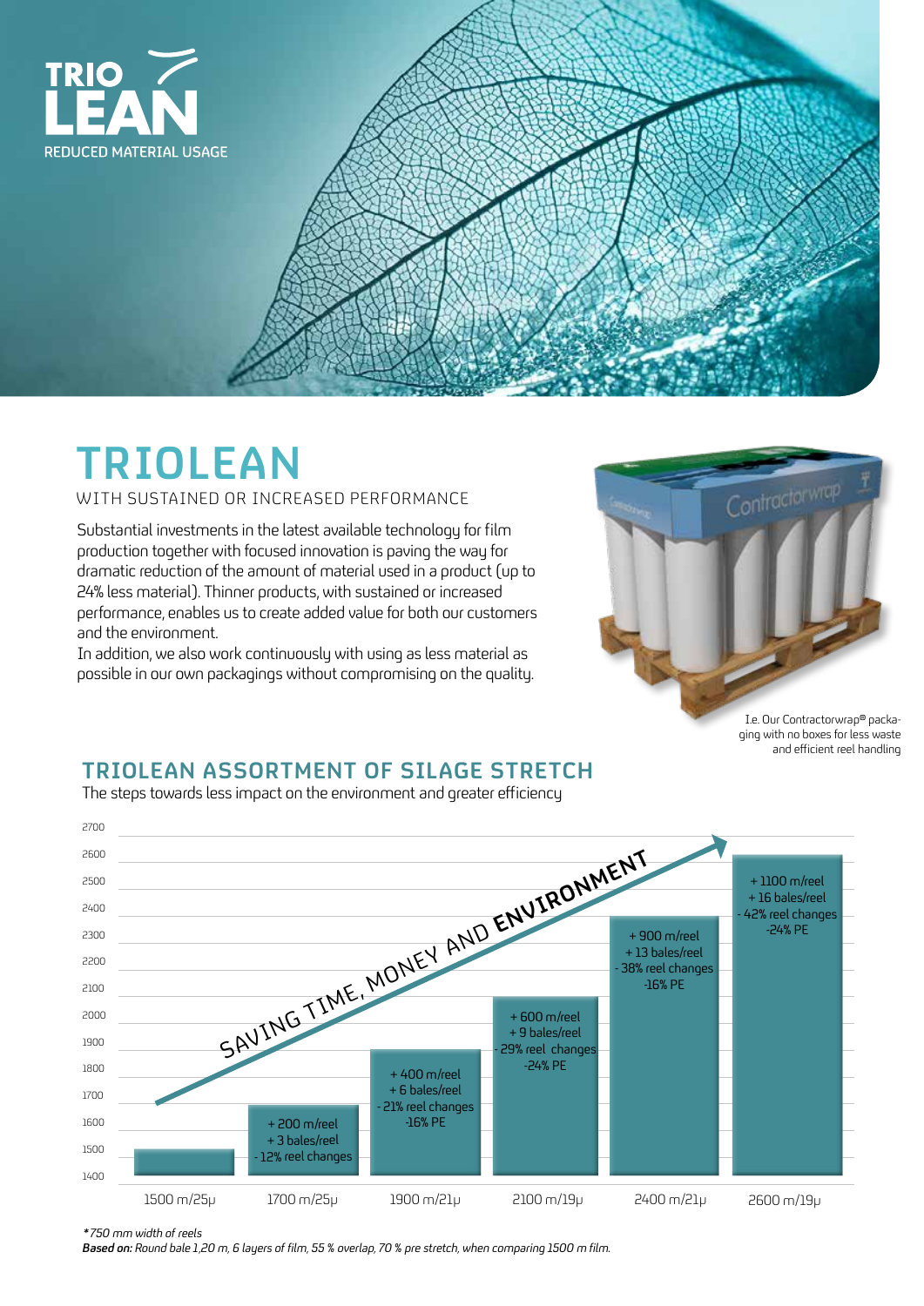# TRIO LEAN

REDUCED MATERIAL USAGE

# TRIOLEAN

WITH SUSTAINED OR INCREASED PERFORMANCE

Substantial investments in the latest available technology for film production together with focused innovation is paving the way for dramatic reduction of the amount of material used in a product (up to 24% less material). Thinner products, with sustained or increased performance, enables us to create added value for both our customers and the environment.

In addition, we also work continuously with using as less material as possible in our own packagings without compromising on the quality.

I.e. Our Contractorwrap® packaging with no boxes for less waste and efficient reel handling

## TRIOLEAN ASSORTMENT OF SILAGE STRETCH

The steps towards less impact on the environment and greater efficiency

SAVING TIME, MONEY AND ENVIRONMENT

| Reel | Length (m) | Benefits |
|---|---|---|
| 1500 m/25µ | 1500 | |
| 1700 m/25µ | 1700 | + 200 m/reel, + 3 bales/reel, - 12% reel changes |
| 1900 m/21µ | 1900 | + 400 m/reel, + 6 bales/reel, - 21% reel changes, -16% PE |
| 2100 m/19µ | 2100 | + 600 m/reel, + 9 bales/reel, - 29% reel changes, -24% PE |
| 2400 m/21µ | 2400 | + 900 m/reel, + 13 bales/reel, - 38% reel changes, -16% PE |
| 2600 m/19µ | 2600 | + 1100 m/reel, + 16 bales/reel, - 42% reel changes, -24% PE |

*\*750 mm width of reels*

***Based on:*** *Round bale 1,20 m, 6 layers of film, 55 % overlap, 70 % pre stretch, when comparing 1500 m film.*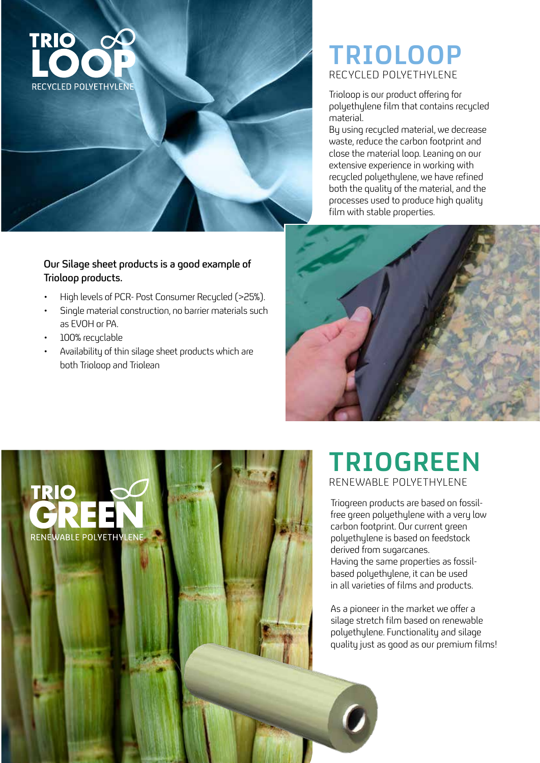# TRIOLOOP

RECYCLED POLYETHYLENE

Trioloop is our product offering for polyethylene film that contains recycled material.

By using recycled material, we decrease waste, reduce the carbon footprint and close the material loop. Leaning on our extensive experience in working with recycled polyethylene, we have refined both the quality of the material, and the processes used to produce high quality film with stable properties.

**Our Silage sheet products is a good example of Trioloop products.**

- High levels of PCR- Post Consumer Recycled (>25%).
- Single material construction, no barrier materials such as EVOH or PA.
- 100% recyclable
- Availability of thin silage sheet products which are both Trioloop and Triolean

# TRIOGREEN

RENEWABLE POLYETHYLENE

Triogreen products are based on fossil-free green polyethylene with a very low carbon footprint. Our current green polyethylene is based on feedstock derived from sugarcanes.

Having the same properties as fossil-based polyethylene, it can be used in all varieties of films and products.

As a pioneer in the market we offer a silage stretch film based on renewable polyethylene. Functionality and silage quality just as good as our premium films!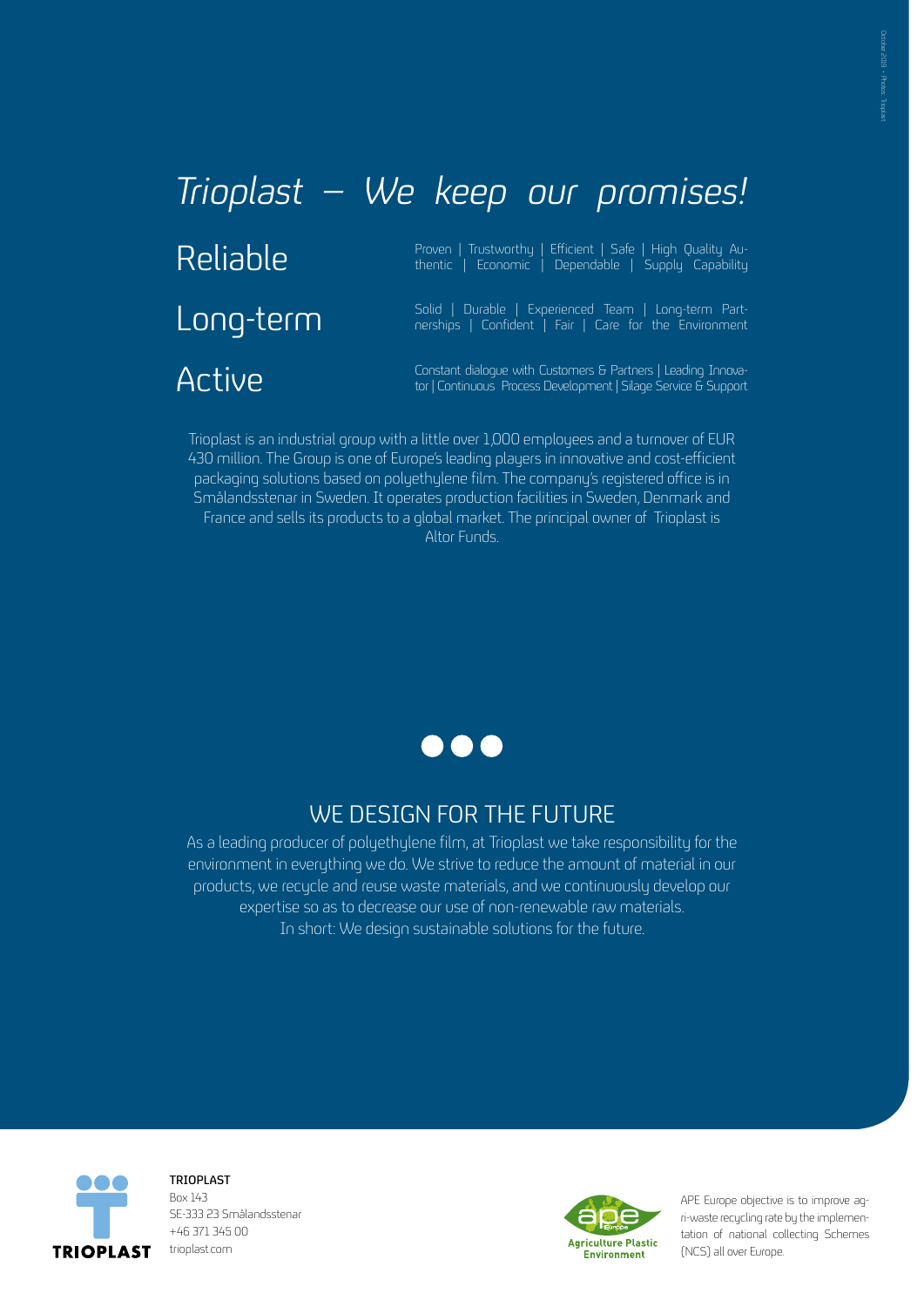# *Trioplast – We keep our promises!*

**Reliable**

Proven | Trustworthy | Efficient | Safe | High Quality Authentic | Economic | Dependable | Supply Capability

**Long-term**

Solid | Durable | Experienced Team | Long-term Partnerships | Confident | Fair | Care for the Environment

**Active**

Constant dialogue with Customers & Partners | Leading Innovator | Continuous Process Development | Silage Service & Support

Trioplast is an industrial group with a little over 1,000 employees and a turnover of EUR 430 million. The Group is one of Europe's leading players in innovative and cost-efficient packaging solutions based on polyethylene film. The company's registered office is in Smålandsstenar in Sweden. It operates production facilities in Sweden, Denmark and France and sells its products to a global market. The principal owner of Trioplast is Altor Funds.

## WE DESIGN FOR THE FUTURE

As a leading producer of polyethylene film, at Trioplast we take responsibility for the environment in everything we do. We strive to reduce the amount of material in our products, we recycle and reuse waste materials, and we continuously develop our expertise so as to decrease our use of non-renewable raw materials.
In short: We design sustainable solutions for the future.

October 2019 · Photos: Trioplast

TRIOPLAST

**TRIOPLAST**
Box 143
SE-333 23 Smålandsstenar
+46 371 345 00
trioplast.com

ape Europe
Agriculture Plastic Environment

APE Europe objective is to improve agri-waste recycling rate by the implementation of national collecting Schemes (NCS) all over Europe.